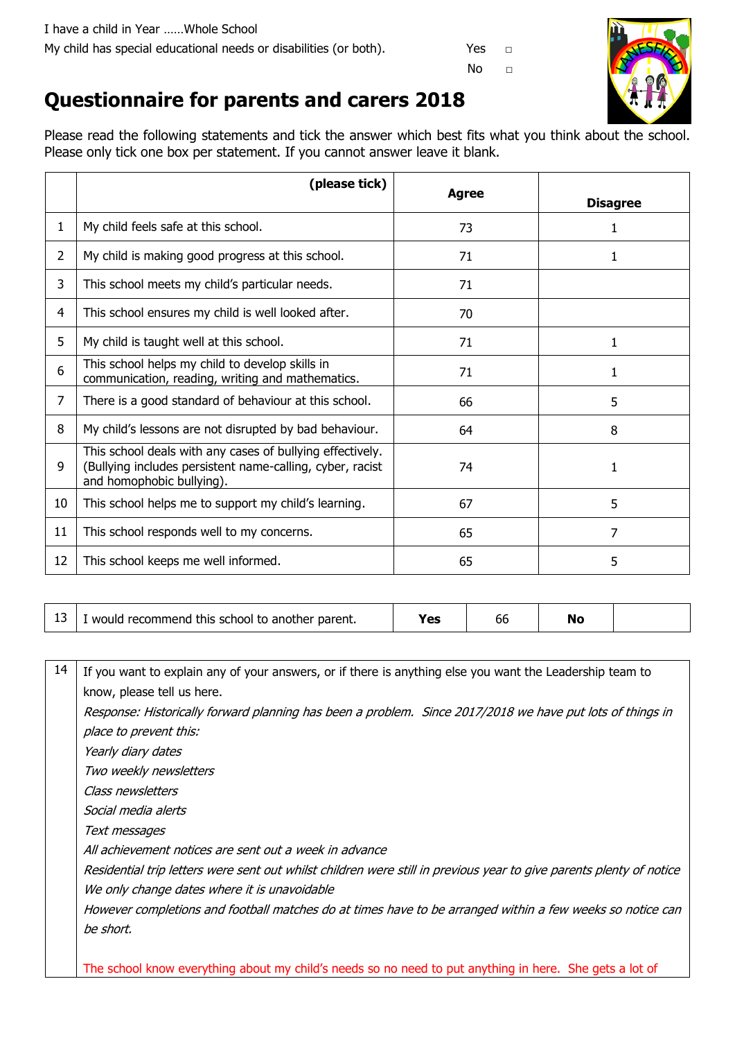I have a child in Year ……Whole School

My child has special educational needs or disabilities (or both). Yes □ No □

# Questionnaire for parents and carers 2018

Please read the following statements and tick the answer which best fits what you think about the school. Please only tick one box per statement. If you cannot answer leave it blank.

| | **(please tick)** | **Agree** | **Disagree** |
|---|---|---|---|
| 1 | My child feels safe at this school. | 73 | 1 |
| 2 | My child is making good progress at this school. | 71 | 1 |
| 3 | This school meets my child's particular needs. | 71 | |
| 4 | This school ensures my child is well looked after. | 70 | |
| 5 | My child is taught well at this school. | 71 | 1 |
| 6 | This school helps my child to develop skills in communication, reading, writing and mathematics. | 71 | 1 |
| 7 | There is a good standard of behaviour at this school. | 66 | 5 |
| 8 | My child's lessons are not disrupted by bad behaviour. | 64 | 8 |
| 9 | This school deals with any cases of bullying effectively. (Bullying includes persistent name-calling, cyber, racist and homophobic bullying). | 74 | 1 |
| 10 | This school helps me to support my child's learning. | 67 | 5 |
| 11 | This school responds well to my concerns. | 65 | 7 |
| 12 | This school keeps me well informed. | 65 | 5 |

| | | | | | |
|---|---|---|---|---|---|
| 13 | I would recommend this school to another parent. | **Yes** | 66 | **No** | |

| | |
|---|---|
| 14 | If you want to explain any of your answers, or if there is anything else you want the Leadership team to know, please tell us here. |

*Response: Historically forward planning has been a problem. Since 2017/2018 we have put lots of things in place to prevent this:*

*Yearly diary dates*

*Two weekly newsletters*

*Class newsletters*

*Social media alerts*

*Text messages*

*All achievement notices are sent out a week in advance*

*Residential trip letters were sent out whilst children were still in previous year to give parents plenty of notice*

*We only change dates where it is unavoidable*

*However completions and football matches do at times have to be arranged within a few weeks so notice can be short.*

The school know everything about my child's needs so no need to put anything in here. She gets a lot of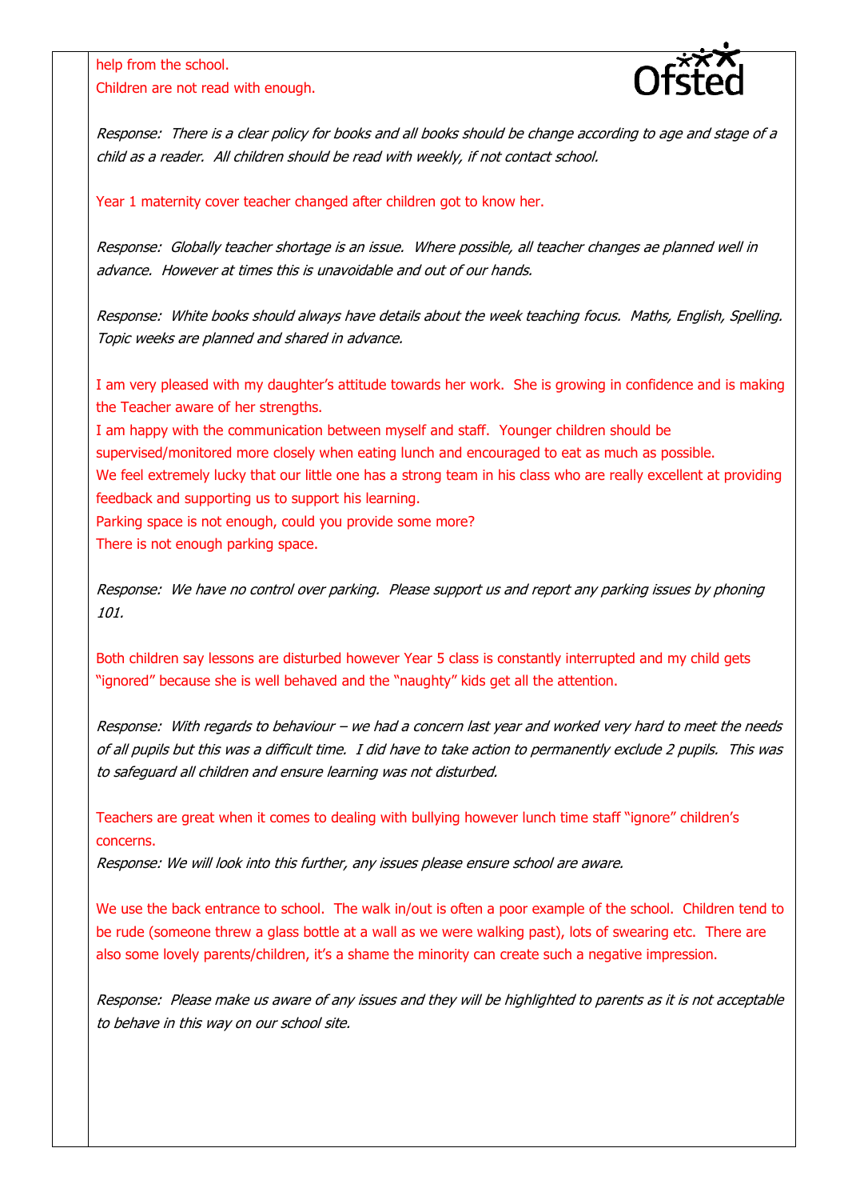help from the school.
Children are not read with enough.

*Response: There is a clear policy for books and all books should be change according to age and stage of a child as a reader. All children should be read with weekly, if not contact school.*

Year 1 maternity cover teacher changed after children got to know her.

*Response: Globally teacher shortage is an issue. Where possible, all teacher changes ae planned well in advance. However at times this is unavoidable and out of our hands.*

*Response: White books should always have details about the week teaching focus. Maths, English, Spelling. Topic weeks are planned and shared in advance.*

I am very pleased with my daughter's attitude towards her work. She is growing in confidence and is making the Teacher aware of her strengths.
I am happy with the communication between myself and staff. Younger children should be supervised/monitored more closely when eating lunch and encouraged to eat as much as possible.
We feel extremely lucky that our little one has a strong team in his class who are really excellent at providing feedback and supporting us to support his learning.
Parking space is not enough, could you provide some more?
There is not enough parking space.

*Response: We have no control over parking. Please support us and report any parking issues by phoning 101.*

Both children say lessons are disturbed however Year 5 class is constantly interrupted and my child gets "ignored" because she is well behaved and the "naughty" kids get all the attention.

*Response: With regards to behaviour – we had a concern last year and worked very hard to meet the needs of all pupils but this was a difficult time. I did have to take action to permanently exclude 2 pupils. This was to safeguard all children and ensure learning was not disturbed.*

Teachers are great when it comes to dealing with bullying however lunch time staff "ignore" children's concerns.
*Response: We will look into this further, any issues please ensure school are aware.*

We use the back entrance to school. The walk in/out is often a poor example of the school. Children tend to be rude (someone threw a glass bottle at a wall as we were walking past), lots of swearing etc. There are also some lovely parents/children, it's a shame the minority can create such a negative impression.

*Response: Please make us aware of any issues and they will be highlighted to parents as it is not acceptable to behave in this way on our school site.*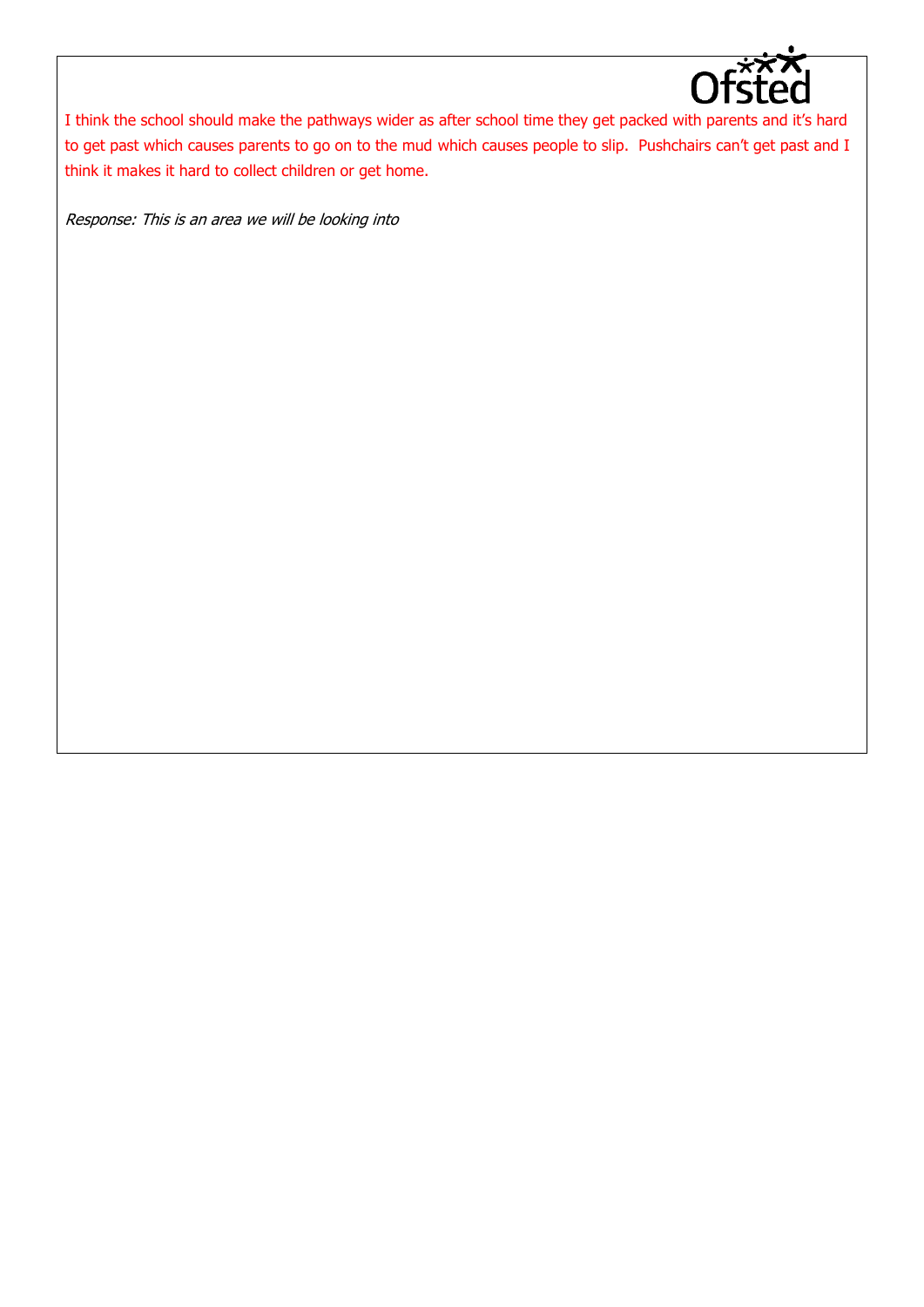I think the school should make the pathways wider as after school time they get packed with parents and it's hard to get past which causes parents to go on to the mud which causes people to slip. Pushchairs can't get past and I think it makes it hard to collect children or get home.

*Response: This is an area we will be looking into*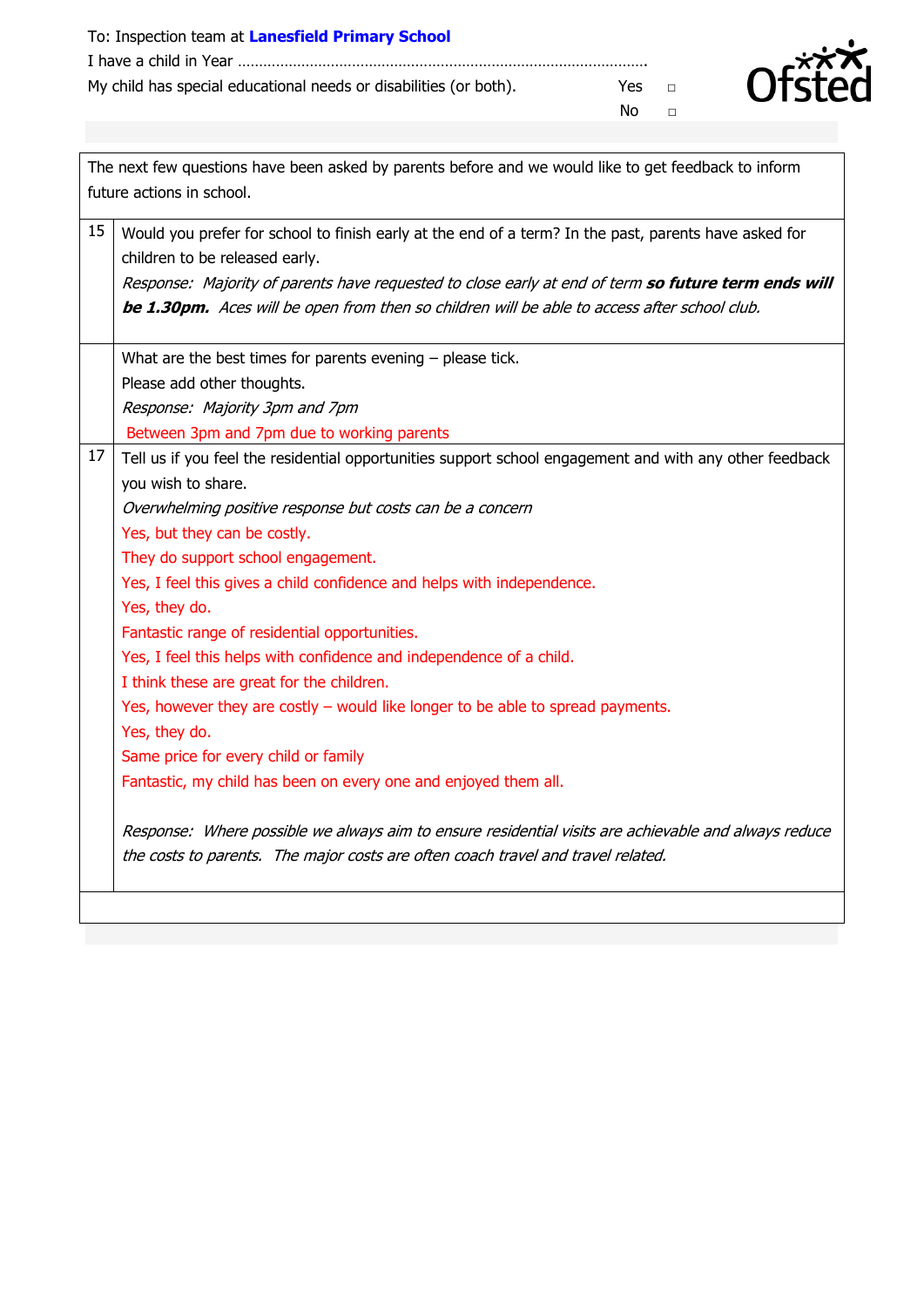To: Inspection team at **Lanesfield Primary School**

I have a child in Year …………………………………………………………………………………….

My child has special educational needs or disabilities (or both). Yes □ No □

Ofsted

| | The next few questions have been asked by parents before and we would like to get feedback to inform future actions in school. |
|---|---|
| 15 | Would you prefer for school to finish early at the end of a term? In the past, parents have asked for children to be released early.<br>*Response: Majority of parents have requested to close early at end of term **so future term ends will be 1.30pm.** Aces will be open from then so children will be able to access after school club.* |
| | What are the best times for parents evening – please tick.<br>Please add other thoughts.<br>*Response: Majority 3pm and 7pm*<br>Between 3pm and 7pm due to working parents |
| 17 | Tell us if you feel the residential opportunities support school engagement and with any other feedback you wish to share.<br>*Overwhelming positive response but costs can be a concern*<br>Yes, but they can be costly.<br>They do support school engagement.<br>Yes, I feel this gives a child confidence and helps with independence.<br>Yes, they do.<br>Fantastic range of residential opportunities.<br>Yes, I feel this helps with confidence and independence of a child.<br>I think these are great for the children.<br>Yes, however they are costly – would like longer to be able to spread payments.<br>Yes, they do.<br>Same price for every child or family<br>Fantastic, my child has been on every one and enjoyed them all.<br><br>*Response: Where possible we always aim to ensure residential visits are achievable and always reduce the costs to parents. The major costs are often coach travel and travel related.* |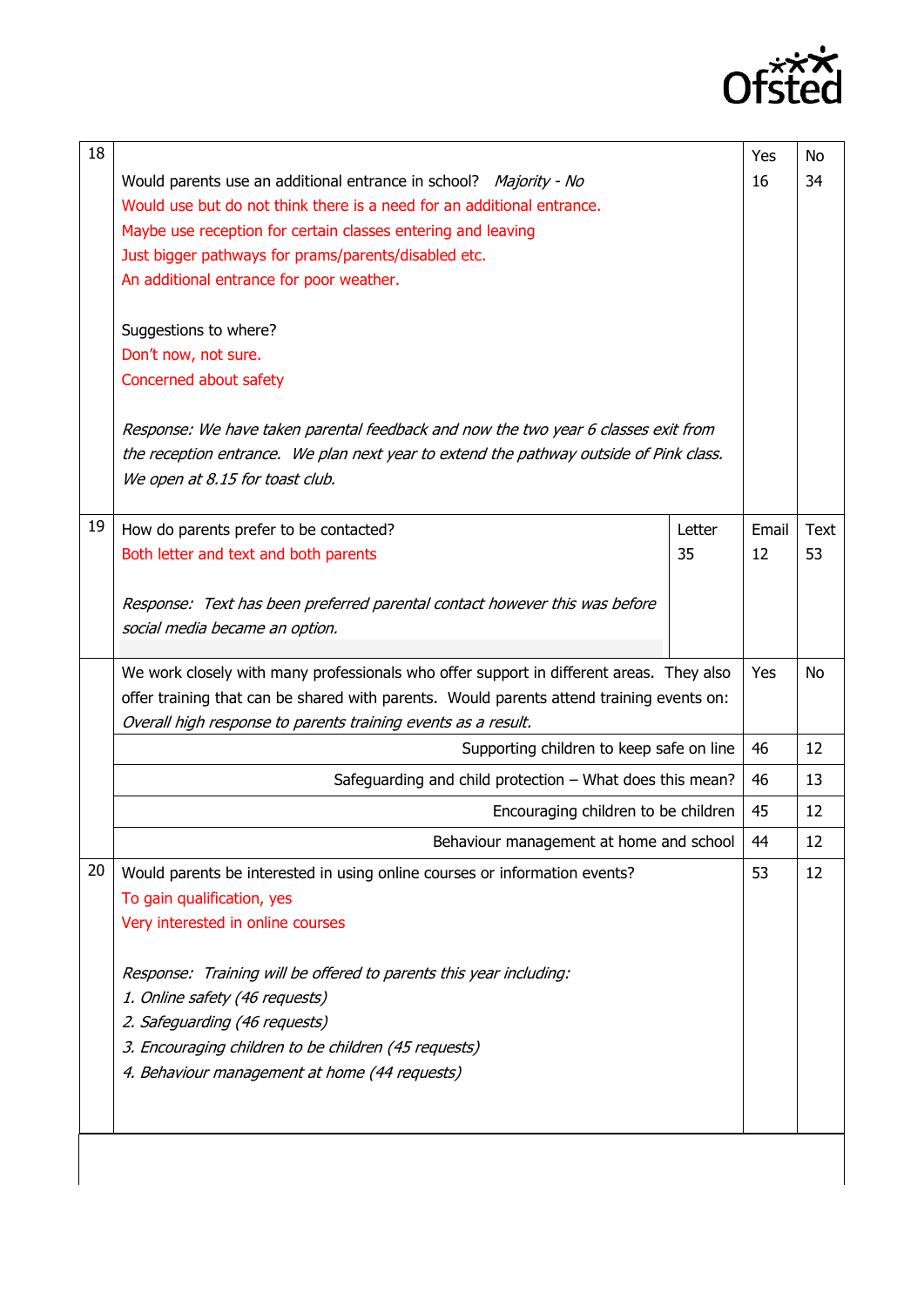| | | | Yes | No |
|---|---|---|---|---|
| 18 | Would parents use an additional entrance in school? *Majority - No*<br>Would use but do not think there is a need for an additional entrance.<br>Maybe use reception for certain classes entering and leaving<br>Just bigger pathways for prams/parents/disabled etc.<br>An additional entrance for poor weather.<br><br>Suggestions to where?<br>Don't now, not sure.<br>Concerned about safety<br><br>*Response: We have taken parental feedback and now the two year 6 classes exit from the reception entrance. We plan next year to extend the pathway outside of Pink class. We open at 8.15 for toast club.* | | 16 | 34 |
| 19 | How do parents prefer to be contacted?<br>Both letter and text and both parents<br><br>*Response: Text has been preferred parental contact however this was before social media became an option.* | Letter<br>35 | Email<br>12 | Text<br>53 |
| | We work closely with many professionals who offer support in different areas. They also offer training that can be shared with parents. Would parents attend training events on:<br>*Overall high response to parents training events as a result.* | | Yes | No |
| | Supporting children to keep safe on line | | 46 | 12 |
| | Safeguarding and child protection – What does this mean? | | 46 | 13 |
| | Encouraging children to be children | | 45 | 12 |
| | Behaviour management at home and school | | 44 | 12 |
| 20 | Would parents be interested in using online courses or information events?<br>To gain qualification, yes<br>Very interested in online courses<br><br>*Response: Training will be offered to parents this year including:*<br>*1. Online safety (46 requests)*<br>*2. Safeguarding (46 requests)*<br>*3. Encouraging children to be children (45 requests)*<br>*4. Behaviour management at home (44 requests)* | | 53 | 12 |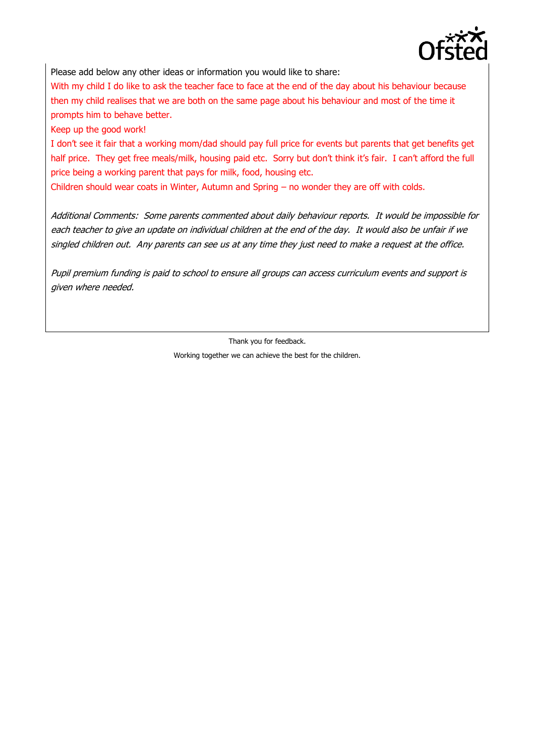Please add below any other ideas or information you would like to share:

With my child I do like to ask the teacher face to face at the end of the day about his behaviour because then my child realises that we are both on the same page about his behaviour and most of the time it prompts him to behave better.

Keep up the good work!

I don't see it fair that a working mom/dad should pay full price for events but parents that get benefits get half price. They get free meals/milk, housing paid etc. Sorry but don't think it's fair. I can't afford the full price being a working parent that pays for milk, food, housing etc.

Children should wear coats in Winter, Autumn and Spring – no wonder they are off with colds.

*Additional Comments: Some parents commented about daily behaviour reports. It would be impossible for each teacher to give an update on individual children at the end of the day. It would also be unfair if we singled children out. Any parents can see us at any time they just need to make a request at the office.*

*Pupil premium funding is paid to school to ensure all groups can access curriculum events and support is given where needed.*

Thank you for feedback.

Working together we can achieve the best for the children.